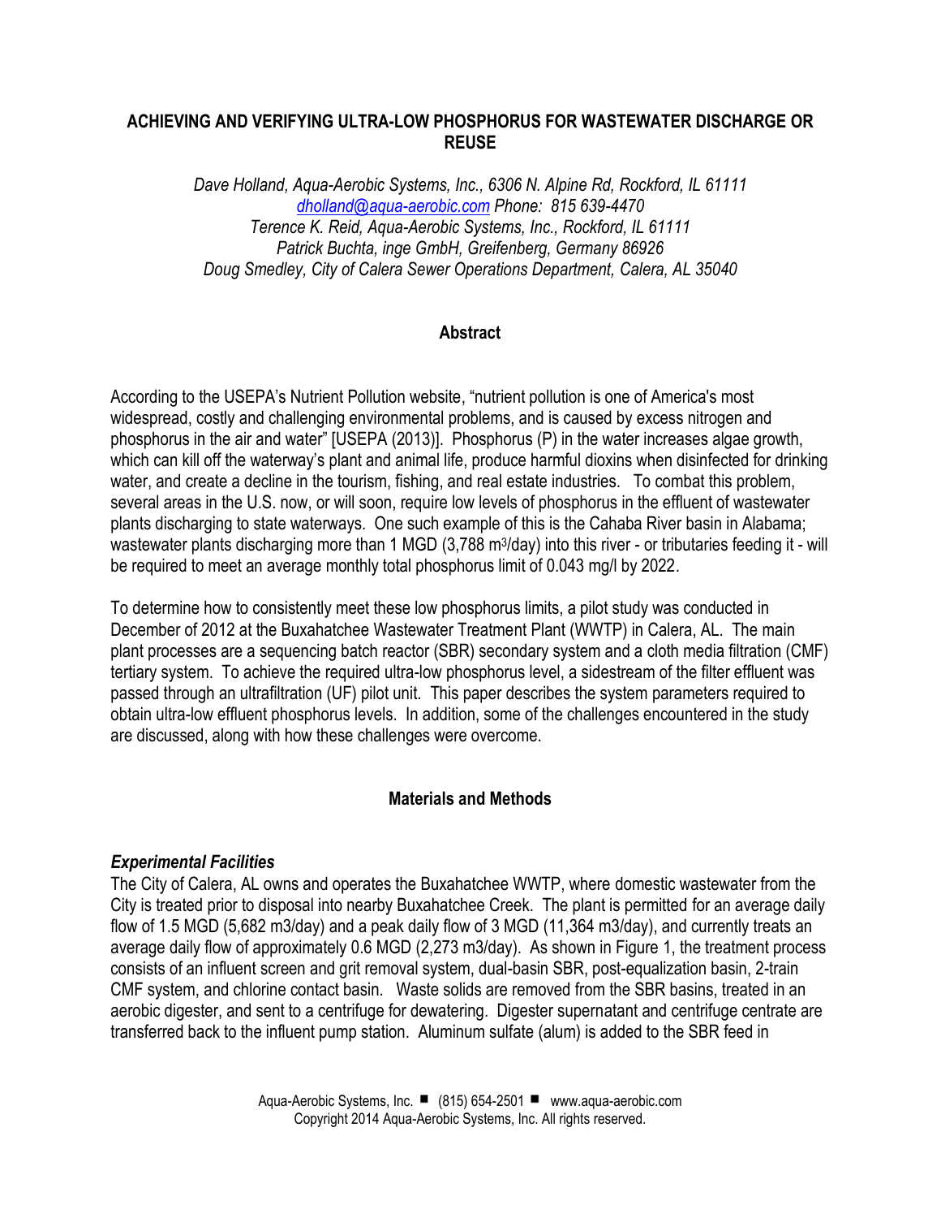# ACHIEVING AND VERIFYING ULTRA-LOW PHOSPHORUS FOR WASTEWATER DISCHARGE OR REUSE

*Dave Holland, Aqua-Aerobic Systems, Inc., 6306 N. Alpine Rd, Rockford, IL 61111*
*dholland@aqua-aerobic.com Phone: 815 639-4470*
*Terence K. Reid, Aqua-Aerobic Systems, Inc., Rockford, IL 61111*
*Patrick Buchta, inge GmbH, Greifenberg, Germany 86926*
*Doug Smedley, City of Calera Sewer Operations Department, Calera, AL 35040*

## Abstract

According to the USEPA's Nutrient Pollution website, "nutrient pollution is one of America's most widespread, costly and challenging environmental problems, and is caused by excess nitrogen and phosphorus in the air and water" [USEPA (2013)]. Phosphorus (P) in the water increases algae growth, which can kill off the waterway's plant and animal life, produce harmful dioxins when disinfected for drinking water, and create a decline in the tourism, fishing, and real estate industries. To combat this problem, several areas in the U.S. now, or will soon, require low levels of phosphorus in the effluent of wastewater plants discharging to state waterways. One such example of this is the Cahaba River basin in Alabama; wastewater plants discharging more than 1 MGD (3,788 $m^3$/day) into this river - or tributaries feeding it - will be required to meet an average monthly total phosphorus limit of 0.043 mg/l by 2022.

To determine how to consistently meet these low phosphorus limits, a pilot study was conducted in December of 2012 at the Buxahatchee Wastewater Treatment Plant (WWTP) in Calera, AL. The main plant processes are a sequencing batch reactor (SBR) secondary system and a cloth media filtration (CMF) tertiary system. To achieve the required ultra-low phosphorus level, a sidestream of the filter effluent was passed through an ultrafiltration (UF) pilot unit. This paper describes the system parameters required to obtain ultra-low effluent phosphorus levels. In addition, some of the challenges encountered in the study are discussed, along with how these challenges were overcome.

## Materials and Methods

### *Experimental Facilities*

The City of Calera, AL owns and operates the Buxahatchee WWTP, where domestic wastewater from the City is treated prior to disposal into nearby Buxahatchee Creek. The plant is permitted for an average daily flow of 1.5 MGD (5,682 m3/day) and a peak daily flow of 3 MGD (11,364 m3/day), and currently treats an average daily flow of approximately 0.6 MGD (2,273 m3/day). As shown in Figure 1, the treatment process consists of an influent screen and grit removal system, dual-basin SBR, post-equalization basin, 2-train CMF system, and chlorine contact basin. Waste solids are removed from the SBR basins, treated in an aerobic digester, and sent to a centrifuge for dewatering. Digester supernatant and centrifuge centrate are transferred back to the influent pump station. Aluminum sulfate (alum) is added to the SBR feed in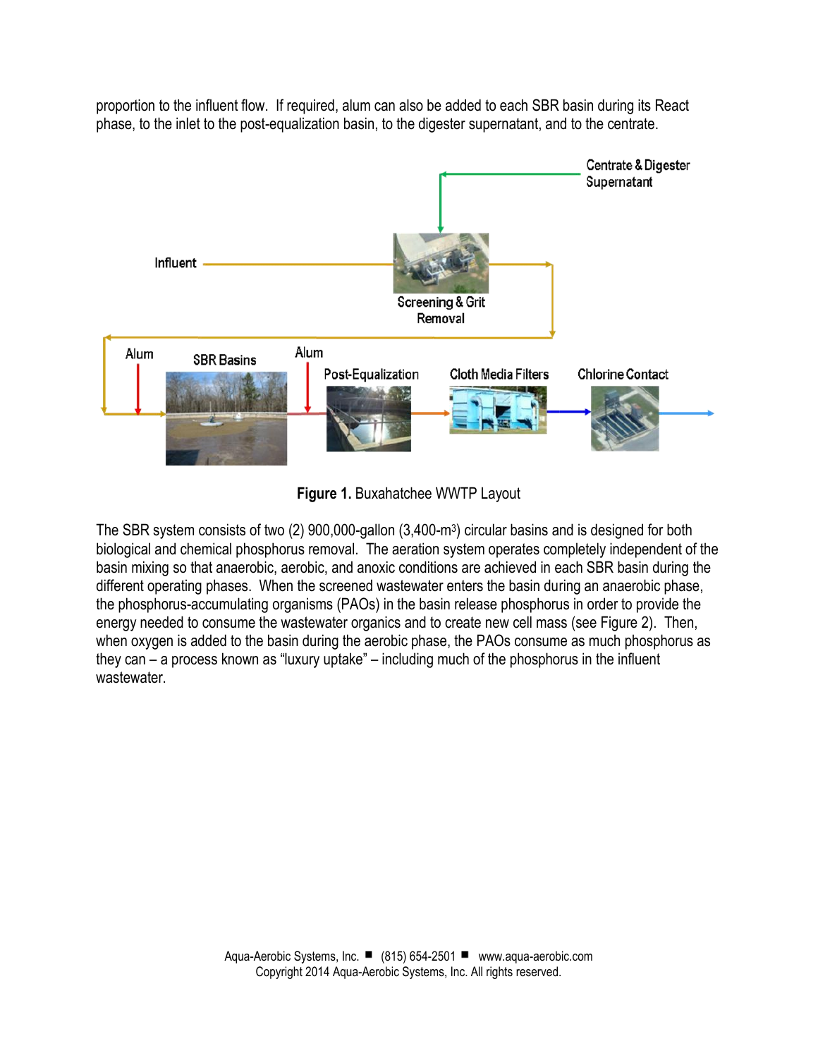proportion to the influent flow. If required, alum can also be added to each SBR basin during its React phase, to the inlet to the post-equalization basin, to the digester supernatant, and to the centrate.

**Figure 1.** Buxahatchee WWTP Layout

The SBR system consists of two (2) 900,000-gallon (3,400-$m^3$) circular basins and is designed for both biological and chemical phosphorus removal. The aeration system operates completely independent of the basin mixing so that anaerobic, aerobic, and anoxic conditions are achieved in each SBR basin during the different operating phases. When the screened wastewater enters the basin during an anaerobic phase, the phosphorus-accumulating organisms (PAOs) in the basin release phosphorus in order to provide the energy needed to consume the wastewater organics and to create new cell mass (see Figure 2). Then, when oxygen is added to the basin during the aerobic phase, the PAOs consume as much phosphorus as they can – a process known as "luxury uptake" – including much of the phosphorus in the influent wastewater.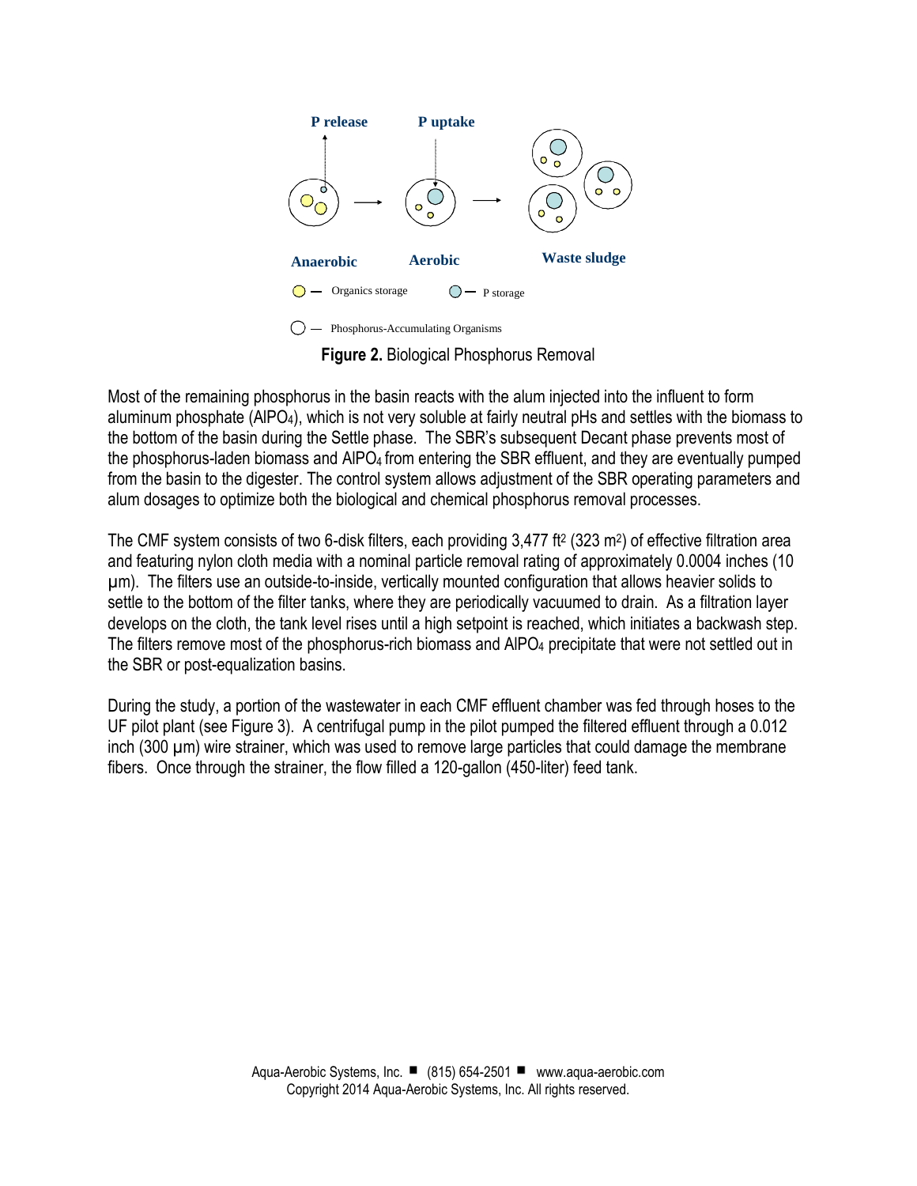P release P uptake

Anaerobic Aerobic Waste sludge

Organics storage P storage

Phosphorus-Accumulating Organisms

**Figure 2.** Biological Phosphorus Removal

Most of the remaining phosphorus in the basin reacts with the alum injected into the influent to form aluminum phosphate ($AlPO_4$), which is not very soluble at fairly neutral pHs and settles with the biomass to the bottom of the basin during the Settle phase. The SBR's subsequent Decant phase prevents most of the phosphorus-laden biomass and $AlPO_4$ from entering the SBR effluent, and they are eventually pumped from the basin to the digester. The control system allows adjustment of the SBR operating parameters and alum dosages to optimize both the biological and chemical phosphorus removal processes.

The CMF system consists of two 6-disk filters, each providing 3,477 $ft^2$ (323 $m^2$) of effective filtration area and featuring nylon cloth media with a nominal particle removal rating of approximately 0.0004 inches (10 µm). The filters use an outside-to-inside, vertically mounted configuration that allows heavier solids to settle to the bottom of the filter tanks, where they are periodically vacuumed to drain. As a filtration layer develops on the cloth, the tank level rises until a high setpoint is reached, which initiates a backwash step. The filters remove most of the phosphorus-rich biomass and $AlPO_4$ precipitate that were not settled out in the SBR or post-equalization basins.

During the study, a portion of the wastewater in each CMF effluent chamber was fed through hoses to the UF pilot plant (see Figure 3). A centrifugal pump in the pilot pumped the filtered effluent through a 0.012 inch (300 µm) wire strainer, which was used to remove large particles that could damage the membrane fibers. Once through the strainer, the flow filled a 120-gallon (450-liter) feed tank.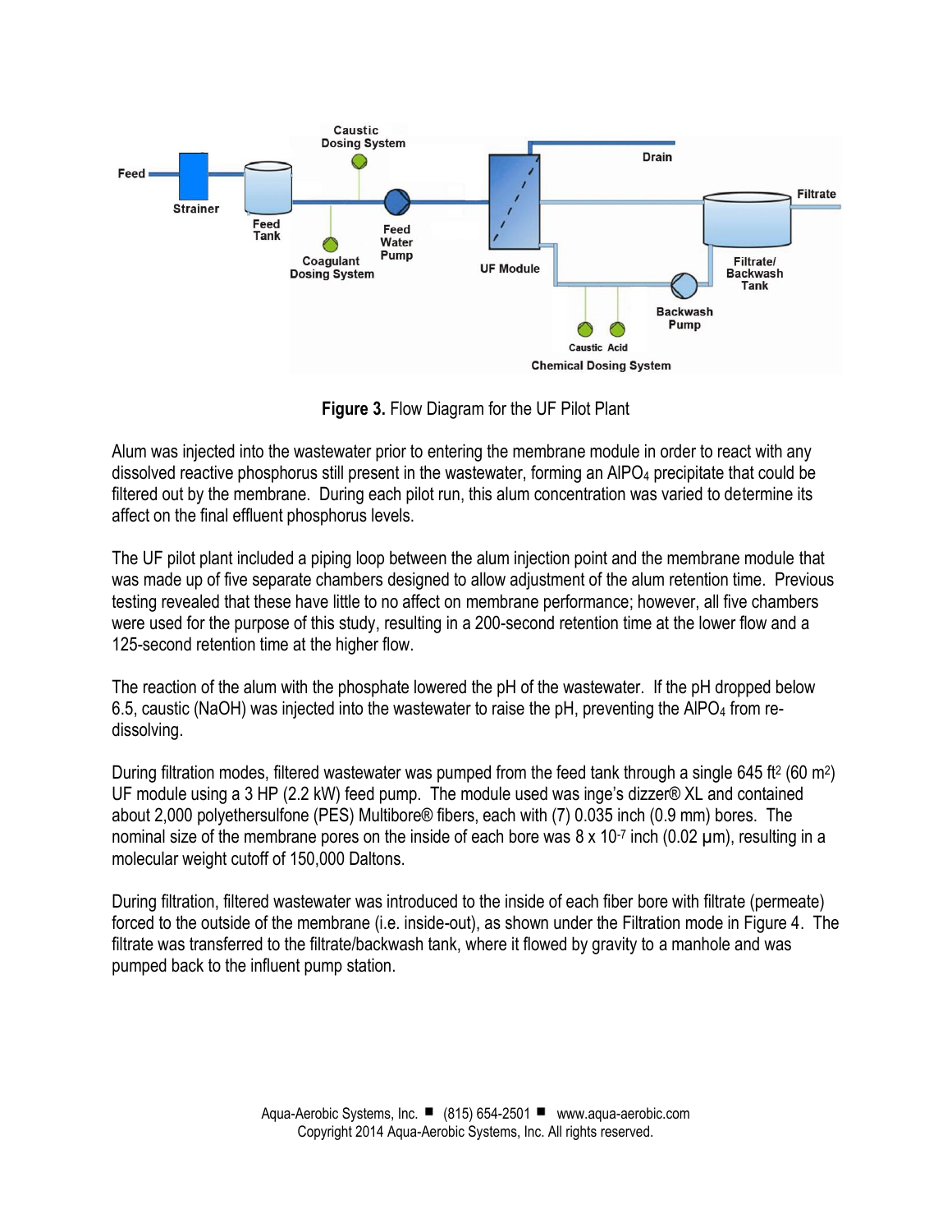**Figure 3.** Flow Diagram for the UF Pilot Plant

Alum was injected into the wastewater prior to entering the membrane module in order to react with any dissolved reactive phosphorus still present in the wastewater, forming an $AlPO_4$ precipitate that could be filtered out by the membrane. During each pilot run, this alum concentration was varied to determine its affect on the final effluent phosphorus levels.

The UF pilot plant included a piping loop between the alum injection point and the membrane module that was made up of five separate chambers designed to allow adjustment of the alum retention time. Previous testing revealed that these have little to no affect on membrane performance; however, all five chambers were used for the purpose of this study, resulting in a 200-second retention time at the lower flow and a 125-second retention time at the higher flow.

The reaction of the alum with the phosphate lowered the pH of the wastewater. If the pH dropped below 6.5, caustic (NaOH) was injected into the wastewater to raise the pH, preventing the $AlPO_4$ from re-dissolving.

During filtration modes, filtered wastewater was pumped from the feed tank through a single 645 $ft^2$ (60 $m^2$) UF module using a 3 HP (2.2 kW) feed pump. The module used was inge's dizzer® XL and contained about 2,000 polyethersulfone (PES) Multibore® fibers, each with (7) 0.035 inch (0.9 mm) bores. The nominal size of the membrane pores on the inside of each bore was 8 x $10^{-7}$ inch (0.02 μm), resulting in a molecular weight cutoff of 150,000 Daltons.

During filtration, filtered wastewater was introduced to the inside of each fiber bore with filtrate (permeate) forced to the outside of the membrane (i.e. inside-out), as shown under the Filtration mode in Figure 4. The filtrate was transferred to the filtrate/backwash tank, where it flowed by gravity to a manhole and was pumped back to the influent pump station.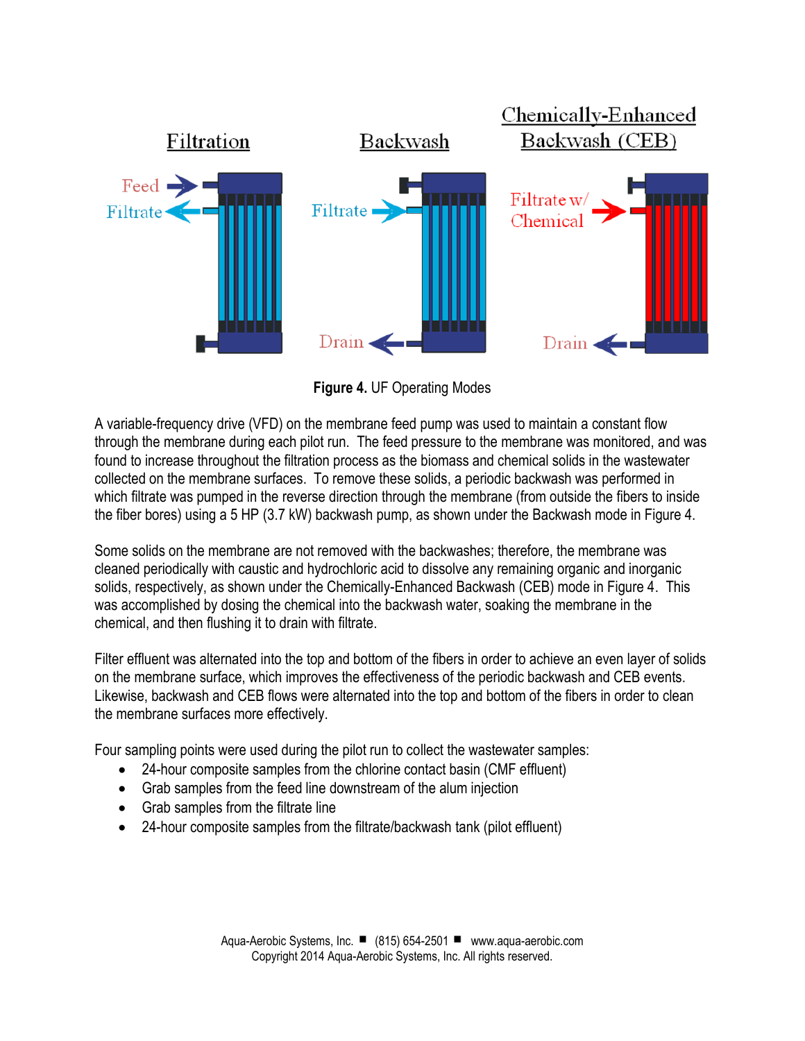**Figure 4.** UF Operating Modes

A variable-frequency drive (VFD) on the membrane feed pump was used to maintain a constant flow through the membrane during each pilot run. The feed pressure to the membrane was monitored, and was found to increase throughout the filtration process as the biomass and chemical solids in the wastewater collected on the membrane surfaces. To remove these solids, a periodic backwash was performed in which filtrate was pumped in the reverse direction through the membrane (from outside the fibers to inside the fiber bores) using a 5 HP (3.7 kW) backwash pump, as shown under the Backwash mode in Figure 4.

Some solids on the membrane are not removed with the backwashes; therefore, the membrane was cleaned periodically with caustic and hydrochloric acid to dissolve any remaining organic and inorganic solids, respectively, as shown under the Chemically-Enhanced Backwash (CEB) mode in Figure 4. This was accomplished by dosing the chemical into the backwash water, soaking the membrane in the chemical, and then flushing it to drain with filtrate.

Filter effluent was alternated into the top and bottom of the fibers in order to achieve an even layer of solids on the membrane surface, which improves the effectiveness of the periodic backwash and CEB events. Likewise, backwash and CEB flows were alternated into the top and bottom of the fibers in order to clean the membrane surfaces more effectively.

Four sampling points were used during the pilot run to collect the wastewater samples:

- 24-hour composite samples from the chlorine contact basin (CMF effluent)
- Grab samples from the feed line downstream of the alum injection
- Grab samples from the filtrate line
- 24-hour composite samples from the filtrate/backwash tank (pilot effluent)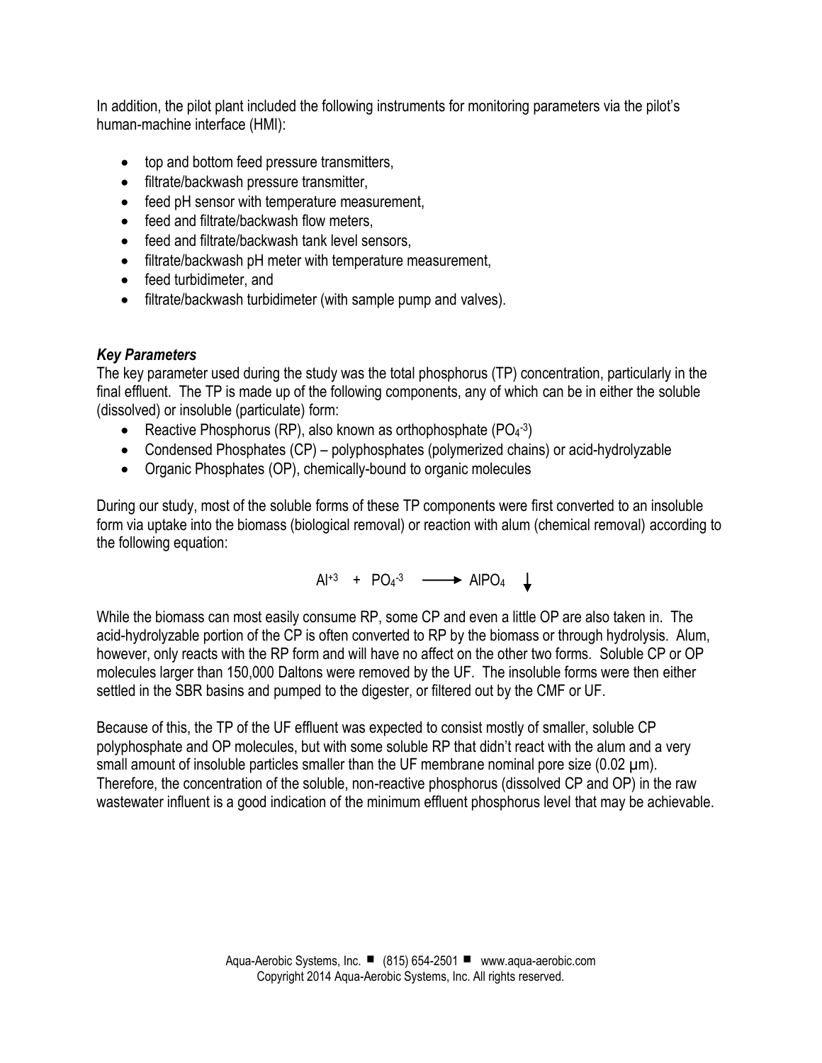In addition, the pilot plant included the following instruments for monitoring parameters via the pilot's human-machine interface (HMI):

- top and bottom feed pressure transmitters,
- filtrate/backwash pressure transmitter,
- feed pH sensor with temperature measurement,
- feed and filtrate/backwash flow meters,
- feed and filtrate/backwash tank level sensors,
- filtrate/backwash pH meter with temperature measurement,
- feed turbidimeter, and
- filtrate/backwash turbidimeter (with sample pump and valves).

### *Key Parameters*

The key parameter used during the study was the total phosphorus (TP) concentration, particularly in the final effluent. The TP is made up of the following components, any of which can be in either the soluble (dissolved) or insoluble (particulate) form:

- Reactive Phosphorus (RP), also known as orthophosphate ($PO_4^{-3}$)
- Condensed Phosphates (CP) – polyphosphates (polymerized chains) or acid-hydrolyzable
- Organic Phosphates (OP), chemically-bound to organic molecules

During our study, most of the soluble forms of these TP components were first converted to an insoluble form via uptake into the biomass (biological removal) or reaction with alum (chemical removal) according to the following equation:

$$Al^{+3} + PO_4^{-3} \longrightarrow AlPO_4 \downarrow$$

While the biomass can most easily consume RP, some CP and even a little OP are also taken in. The acid-hydrolyzable portion of the CP is often converted to RP by the biomass or through hydrolysis. Alum, however, only reacts with the RP form and will have no affect on the other two forms. Soluble CP or OP molecules larger than 150,000 Daltons were removed by the UF. The insoluble forms were then either settled in the SBR basins and pumped to the digester, or filtered out by the CMF or UF.

Because of this, the TP of the UF effluent was expected to consist mostly of smaller, soluble CP polyphosphate and OP molecules, but with some soluble RP that didn't react with the alum and a very small amount of insoluble particles smaller than the UF membrane nominal pore size (0.02 µm). Therefore, the concentration of the soluble, non-reactive phosphorus (dissolved CP and OP) in the raw wastewater influent is a good indication of the minimum effluent phosphorus level that may be achievable.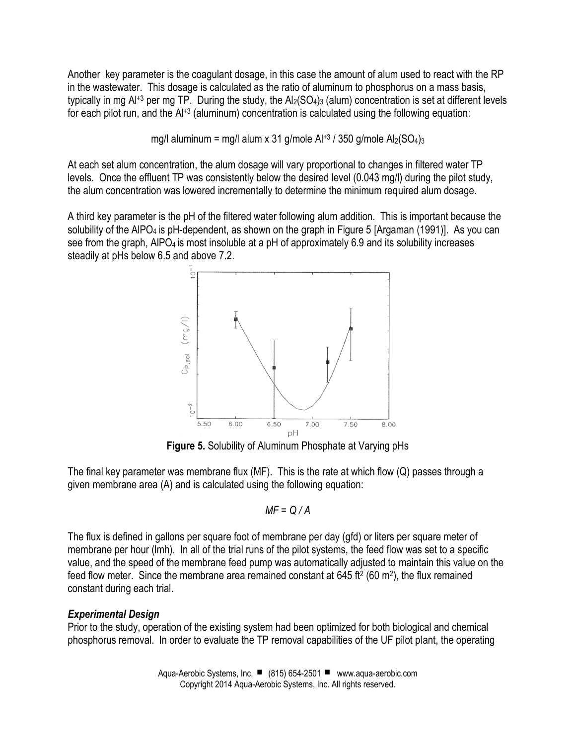Another key parameter is the coagulant dosage, in this case the amount of alum used to react with the RP in the wastewater. This dosage is calculated as the ratio of aluminum to phosphorus on a mass basis, typically in mg $Al^{+3}$ per mg TP. During the study, the $Al_2(SO_4)_3$ (alum) concentration is set at different levels for each pilot run, and the $Al^{+3}$ (aluminum) concentration is calculated using the following equation:

$$\text{mg/l aluminum} = \text{mg/l alum} \times 31 \text{ g/mole } Al^{+3} / 350 \text{ g/mole } Al_2(SO_4)_3$$

At each set alum concentration, the alum dosage will vary proportional to changes in filtered water TP levels. Once the effluent TP was consistently below the desired level (0.043 mg/l) during the pilot study, the alum concentration was lowered incrementally to determine the minimum required alum dosage.

A third key parameter is the pH of the filtered water following alum addition. This is important because the solubility of the $AlPO_4$ is pH-dependent, as shown on the graph in Figure 5 [Argaman (1991)]. As you can see from the graph, $AlPO_4$ is most insoluble at a pH of approximately 6.9 and its solubility increases steadily at pHs below 6.5 and above 7.2.

**Figure 5.** Solubility of Aluminum Phosphate at Varying pHs

The final key parameter was membrane flux (MF). This is the rate at which flow (Q) passes through a given membrane area (A) and is calculated using the following equation:

$$MF = Q / A$$

The flux is defined in gallons per square foot of membrane per day (gfd) or liters per square meter of membrane per hour (lmh). In all of the trial runs of the pilot systems, the feed flow was set to a specific value, and the speed of the membrane feed pump was automatically adjusted to maintain this value on the feed flow meter. Since the membrane area remained constant at 645 $ft^2$ (60 $m^2$), the flux remained constant during each trial.

### *Experimental Design*

Prior to the study, operation of the existing system had been optimized for both biological and chemical phosphorus removal. In order to evaluate the TP removal capabilities of the UF pilot plant, the operating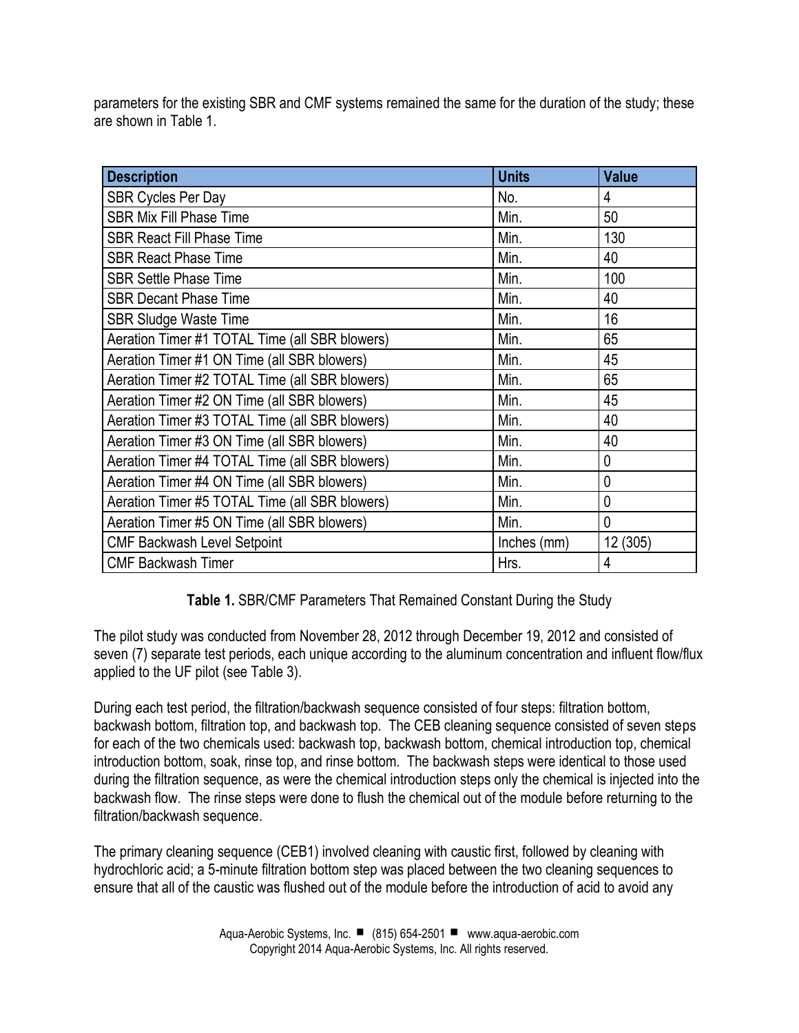parameters for the existing SBR and CMF systems remained the same for the duration of the study; these are shown in Table 1.

| Description | Units | Value |
|---|---|---|
| SBR Cycles Per Day | No. | 4 |
| SBR Mix Fill Phase Time | Min. | 50 |
| SBR React Fill Phase Time | Min. | 130 |
| SBR React Phase Time | Min. | 40 |
| SBR Settle Phase Time | Min. | 100 |
| SBR Decant Phase Time | Min. | 40 |
| SBR Sludge Waste Time | Min. | 16 |
| Aeration Timer #1 TOTAL Time (all SBR blowers) | Min. | 65 |
| Aeration Timer #1 ON Time (all SBR blowers) | Min. | 45 |
| Aeration Timer #2 TOTAL Time (all SBR blowers) | Min. | 65 |
| Aeration Timer #2 ON Time (all SBR blowers) | Min. | 45 |
| Aeration Timer #3 TOTAL Time (all SBR blowers) | Min. | 40 |
| Aeration Timer #3 ON Time (all SBR blowers) | Min. | 40 |
| Aeration Timer #4 TOTAL Time (all SBR blowers) | Min. | 0 |
| Aeration Timer #4 ON Time (all SBR blowers) | Min. | 0 |
| Aeration Timer #5 TOTAL Time (all SBR blowers) | Min. | 0 |
| Aeration Timer #5 ON Time (all SBR blowers) | Min. | 0 |
| CMF Backwash Level Setpoint | Inches (mm) | 12 (305) |
| CMF Backwash Timer | Hrs. | 4 |

**Table 1.** SBR/CMF Parameters That Remained Constant During the Study

The pilot study was conducted from November 28, 2012 through December 19, 2012 and consisted of seven (7) separate test periods, each unique according to the aluminum concentration and influent flow/flux applied to the UF pilot (see Table 3).

During each test period, the filtration/backwash sequence consisted of four steps: filtration bottom, backwash bottom, filtration top, and backwash top. The CEB cleaning sequence consisted of seven steps for each of the two chemicals used: backwash top, backwash bottom, chemical introduction top, chemical introduction bottom, soak, rinse top, and rinse bottom. The backwash steps were identical to those used during the filtration sequence, as were the chemical introduction steps only the chemical is injected into the backwash flow. The rinse steps were done to flush the chemical out of the module before returning to the filtration/backwash sequence.

The primary cleaning sequence (CEB1) involved cleaning with caustic first, followed by cleaning with hydrochloric acid; a 5-minute filtration bottom step was placed between the two cleaning sequences to ensure that all of the caustic was flushed out of the module before the introduction of acid to avoid any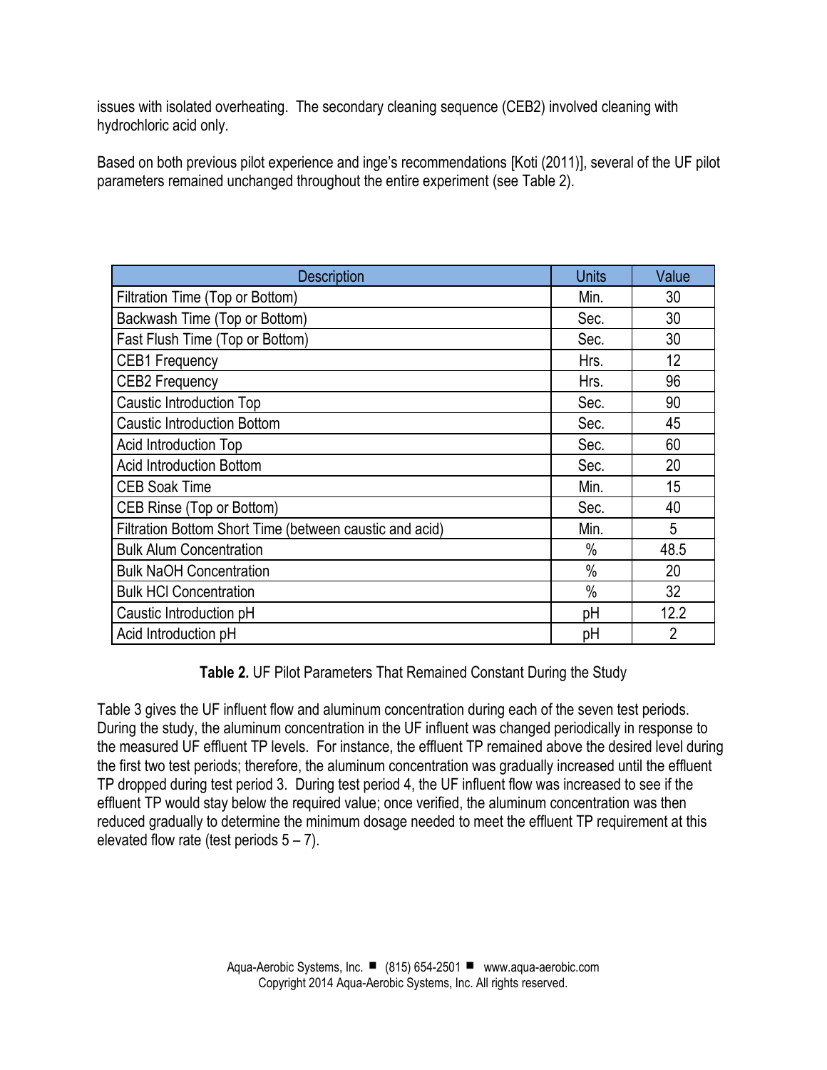issues with isolated overheating. The secondary cleaning sequence (CEB2) involved cleaning with hydrochloric acid only.

Based on both previous pilot experience and inge's recommendations [Koti (2011)], several of the UF pilot parameters remained unchanged throughout the entire experiment (see Table 2).

| Description | Units | Value |
|---|---|---|
| Filtration Time (Top or Bottom) | Min. | 30 |
| Backwash Time (Top or Bottom) | Sec. | 30 |
| Fast Flush Time (Top or Bottom) | Sec. | 30 |
| CEB1 Frequency | Hrs. | 12 |
| CEB2 Frequency | Hrs. | 96 |
| Caustic Introduction Top | Sec. | 90 |
| Caustic Introduction Bottom | Sec. | 45 |
| Acid Introduction Top | Sec. | 60 |
| Acid Introduction Bottom | Sec. | 20 |
| CEB Soak Time | Min. | 15 |
| CEB Rinse (Top or Bottom) | Sec. | 40 |
| Filtration Bottom Short Time (between caustic and acid) | Min. | 5 |
| Bulk Alum Concentration | % | 48.5 |
| Bulk NaOH Concentration | % | 20 |
| Bulk HCl Concentration | % | 32 |
| Caustic Introduction pH | pH | 12.2 |
| Acid Introduction pH | pH | 2 |

**Table 2.** UF Pilot Parameters That Remained Constant During the Study

Table 3 gives the UF influent flow and aluminum concentration during each of the seven test periods. During the study, the aluminum concentration in the UF influent was changed periodically in response to the measured UF effluent TP levels. For instance, the effluent TP remained above the desired level during the first two test periods; therefore, the aluminum concentration was gradually increased until the effluent TP dropped during test period 3. During test period 4, the UF influent flow was increased to see if the effluent TP would stay below the required value; once verified, the aluminum concentration was then reduced gradually to determine the minimum dosage needed to meet the effluent TP requirement at this elevated flow rate (test periods 5 – 7).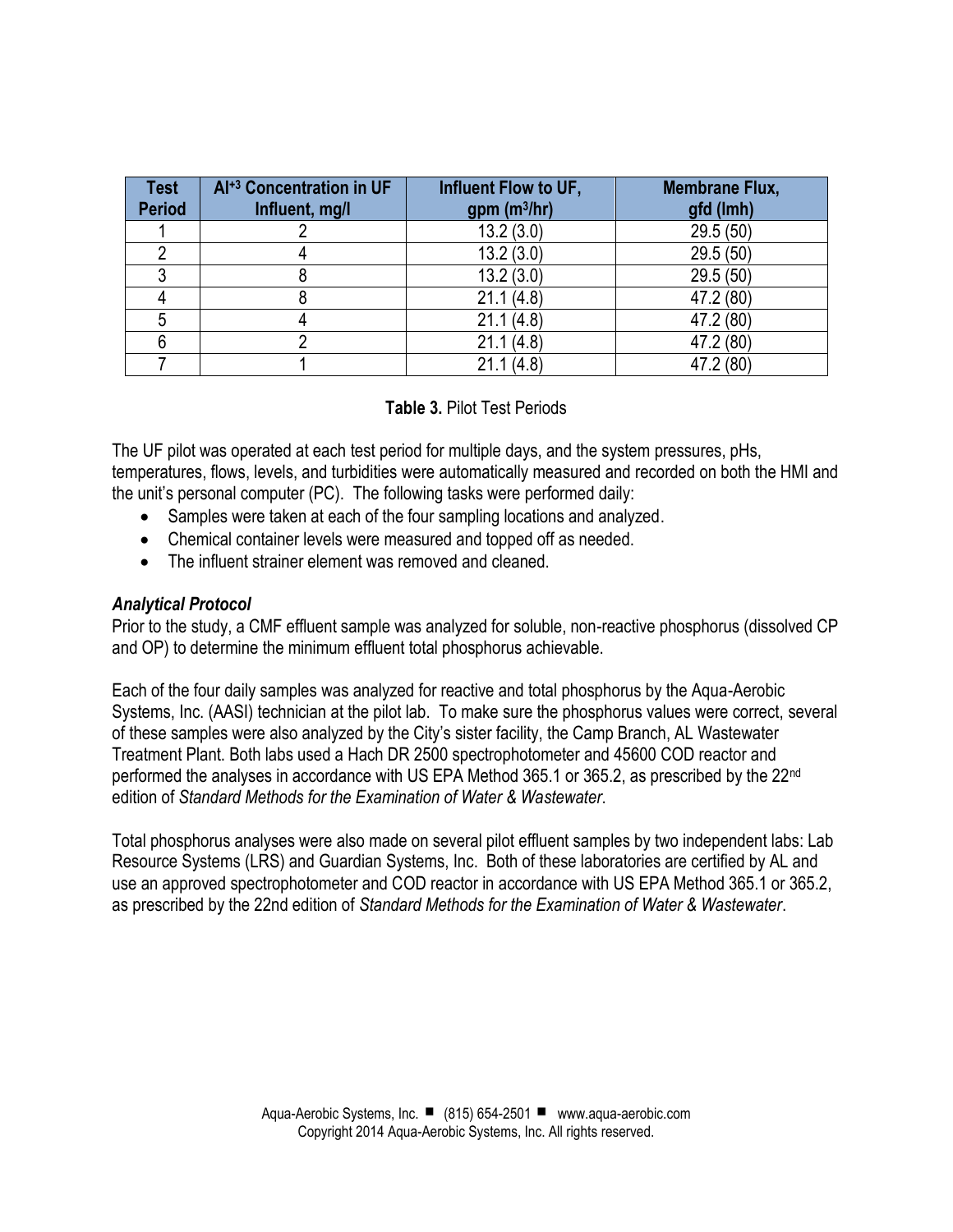| Test Period | $Al^{+3}$ Concentration in UF Influent, mg/l | Influent Flow to UF, gpm ($m^3$/hr) | Membrane Flux, gfd (lmh) |
|---|---|---|---|
| 1 | 2 | 13.2 (3.0) | 29.5 (50) |
| 2 | 4 | 13.2 (3.0) | 29.5 (50) |
| 3 | 8 | 13.2 (3.0) | 29.5 (50) |
| 4 | 8 | 21.1 (4.8) | 47.2 (80) |
| 5 | 4 | 21.1 (4.8) | 47.2 (80) |
| 6 | 2 | 21.1 (4.8) | 47.2 (80) |
| 7 | 1 | 21.1 (4.8) | 47.2 (80) |

**Table 3.** Pilot Test Periods

The UF pilot was operated at each test period for multiple days, and the system pressures, pHs, temperatures, flows, levels, and turbidities were automatically measured and recorded on both the HMI and the unit's personal computer (PC). The following tasks were performed daily:

- Samples were taken at each of the four sampling locations and analyzed.
- Chemical container levels were measured and topped off as needed.
- The influent strainer element was removed and cleaned.

### *Analytical Protocol*

Prior to the study, a CMF effluent sample was analyzed for soluble, non-reactive phosphorus (dissolved CP and OP) to determine the minimum effluent total phosphorus achievable.

Each of the four daily samples was analyzed for reactive and total phosphorus by the Aqua-Aerobic Systems, Inc. (AASI) technician at the pilot lab. To make sure the phosphorus values were correct, several of these samples were also analyzed by the City's sister facility, the Camp Branch, AL Wastewater Treatment Plant. Both labs used a Hach DR 2500 spectrophotometer and 45600 COD reactor and performed the analyses in accordance with US EPA Method 365.1 or 365.2, as prescribed by the 22nd edition of *Standard Methods for the Examination of Water & Wastewater*.

Total phosphorus analyses were also made on several pilot effluent samples by two independent labs: Lab Resource Systems (LRS) and Guardian Systems, Inc. Both of these laboratories are certified by AL and use an approved spectrophotometer and COD reactor in accordance with US EPA Method 365.1 or 365.2, as prescribed by the 22nd edition of *Standard Methods for the Examination of Water & Wastewater*.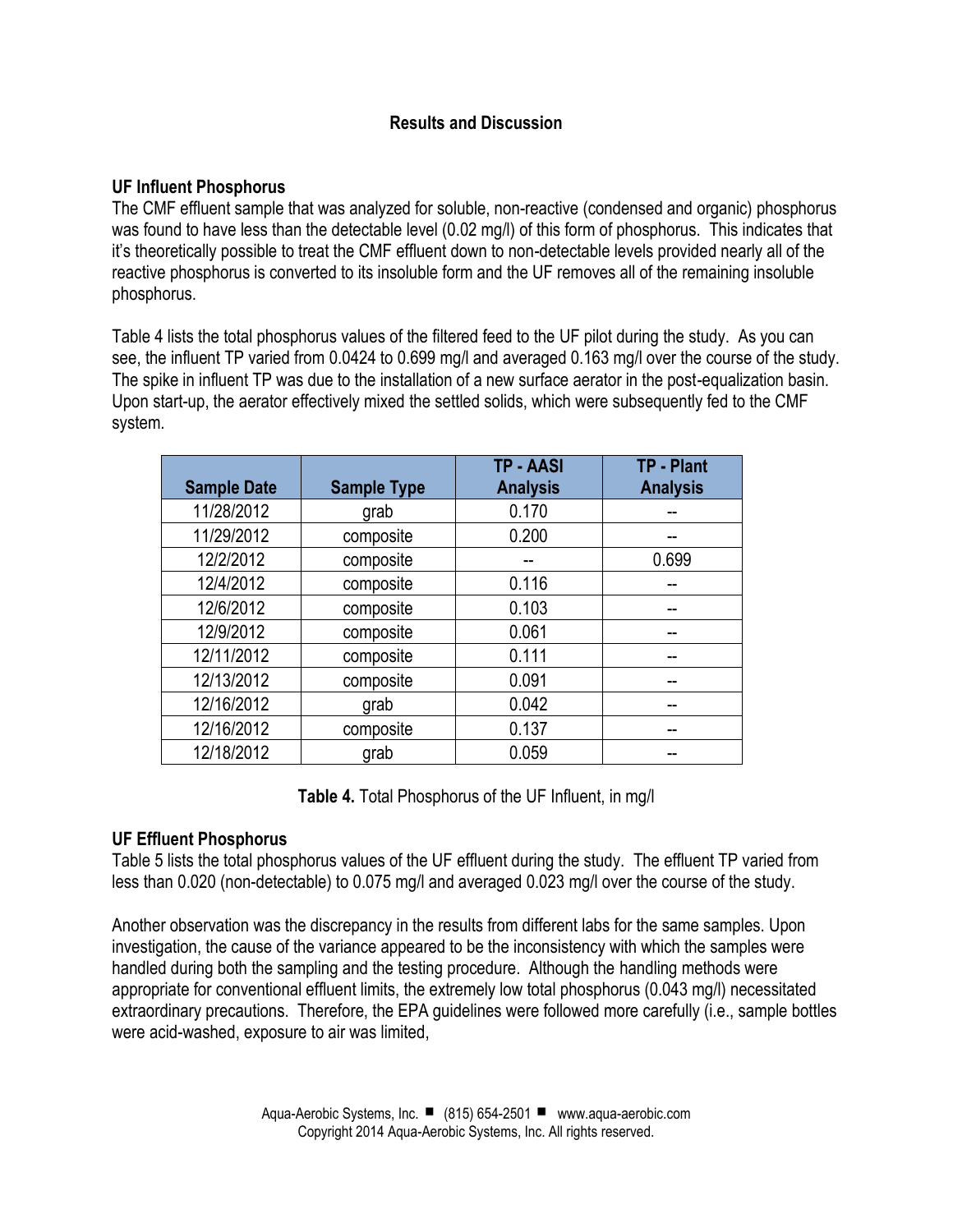## Results and Discussion

### UF Influent Phosphorus

The CMF effluent sample that was analyzed for soluble, non-reactive (condensed and organic) phosphorus was found to have less than the detectable level (0.02 mg/l) of this form of phosphorus. This indicates that it's theoretically possible to treat the CMF effluent down to non-detectable levels provided nearly all of the reactive phosphorus is converted to its insoluble form and the UF removes all of the remaining insoluble phosphorus.

Table 4 lists the total phosphorus values of the filtered feed to the UF pilot during the study. As you can see, the influent TP varied from 0.0424 to 0.699 mg/l and averaged 0.163 mg/l over the course of the study. The spike in influent TP was due to the installation of a new surface aerator in the post-equalization basin. Upon start-up, the aerator effectively mixed the settled solids, which were subsequently fed to the CMF system.

| Sample Date | Sample Type | TP - AASI Analysis | TP - Plant Analysis |
|---|---|---|---|
| 11/28/2012 | grab | 0.170 | -- |
| 11/29/2012 | composite | 0.200 | -- |
| 12/2/2012 | composite | -- | 0.699 |
| 12/4/2012 | composite | 0.116 | -- |
| 12/6/2012 | composite | 0.103 | -- |
| 12/9/2012 | composite | 0.061 | -- |
| 12/11/2012 | composite | 0.111 | -- |
| 12/13/2012 | composite | 0.091 | -- |
| 12/16/2012 | grab | 0.042 | -- |
| 12/16/2012 | composite | 0.137 | -- |
| 12/18/2012 | grab | 0.059 | -- |

**Table 4.** Total Phosphorus of the UF Influent, in mg/l

### UF Effluent Phosphorus

Table 5 lists the total phosphorus values of the UF effluent during the study. The effluent TP varied from less than 0.020 (non-detectable) to 0.075 mg/l and averaged 0.023 mg/l over the course of the study.

Another observation was the discrepancy in the results from different labs for the same samples. Upon investigation, the cause of the variance appeared to be the inconsistency with which the samples were handled during both the sampling and the testing procedure. Although the handling methods were appropriate for conventional effluent limits, the extremely low total phosphorus (0.043 mg/l) necessitated extraordinary precautions. Therefore, the EPA guidelines were followed more carefully (i.e., sample bottles were acid-washed, exposure to air was limited,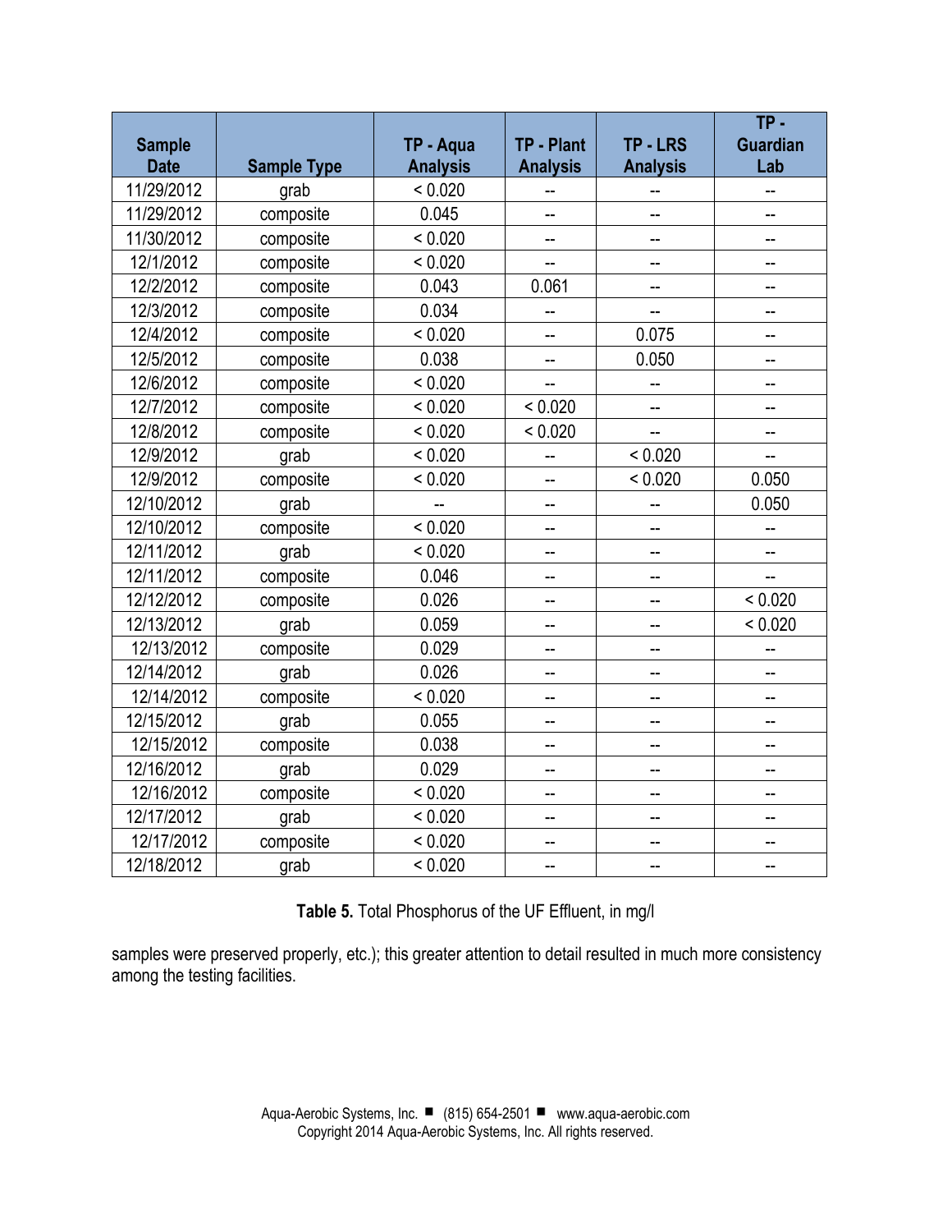| Sample Date | Sample Type | TP - Aqua Analysis | TP - Plant Analysis | TP - LRS Analysis | TP - Guardian Lab |
|---|---|---|---|---|---|
| 11/29/2012 | grab | < 0.020 | -- | -- | -- |
| 11/29/2012 | composite | 0.045 | -- | -- | -- |
| 11/30/2012 | composite | < 0.020 | -- | -- | -- |
| 12/1/2012 | composite | < 0.020 | -- | -- | -- |
| 12/2/2012 | composite | 0.043 | 0.061 | -- | -- |
| 12/3/2012 | composite | 0.034 | -- | -- | -- |
| 12/4/2012 | composite | < 0.020 | -- | 0.075 | -- |
| 12/5/2012 | composite | 0.038 | -- | 0.050 | -- |
| 12/6/2012 | composite | < 0.020 | -- | -- | -- |
| 12/7/2012 | composite | < 0.020 | < 0.020 | -- | -- |
| 12/8/2012 | composite | < 0.020 | < 0.020 | -- | -- |
| 12/9/2012 | grab | < 0.020 | -- | < 0.020 | -- |
| 12/9/2012 | composite | < 0.020 | -- | < 0.020 | 0.050 |
| 12/10/2012 | grab | -- | -- | -- | 0.050 |
| 12/10/2012 | composite | < 0.020 | -- | -- | -- |
| 12/11/2012 | grab | < 0.020 | -- | -- | -- |
| 12/11/2012 | composite | 0.046 | -- | -- | -- |
| 12/12/2012 | composite | 0.026 | -- | -- | < 0.020 |
| 12/13/2012 | grab | 0.059 | -- | -- | < 0.020 |
| 12/13/2012 | composite | 0.029 | -- | -- | -- |
| 12/14/2012 | grab | 0.026 | -- | -- | -- |
| 12/14/2012 | composite | < 0.020 | -- | -- | -- |
| 12/15/2012 | grab | 0.055 | -- | -- | -- |
| 12/15/2012 | composite | 0.038 | -- | -- | -- |
| 12/16/2012 | grab | 0.029 | -- | -- | -- |
| 12/16/2012 | composite | < 0.020 | -- | -- | -- |
| 12/17/2012 | grab | < 0.020 | -- | -- | -- |
| 12/17/2012 | composite | < 0.020 | -- | -- | -- |
| 12/18/2012 | grab | < 0.020 | -- | -- | -- |

**Table 5.** Total Phosphorus of the UF Effluent, in mg/l

samples were preserved properly, etc.); this greater attention to detail resulted in much more consistency among the testing facilities.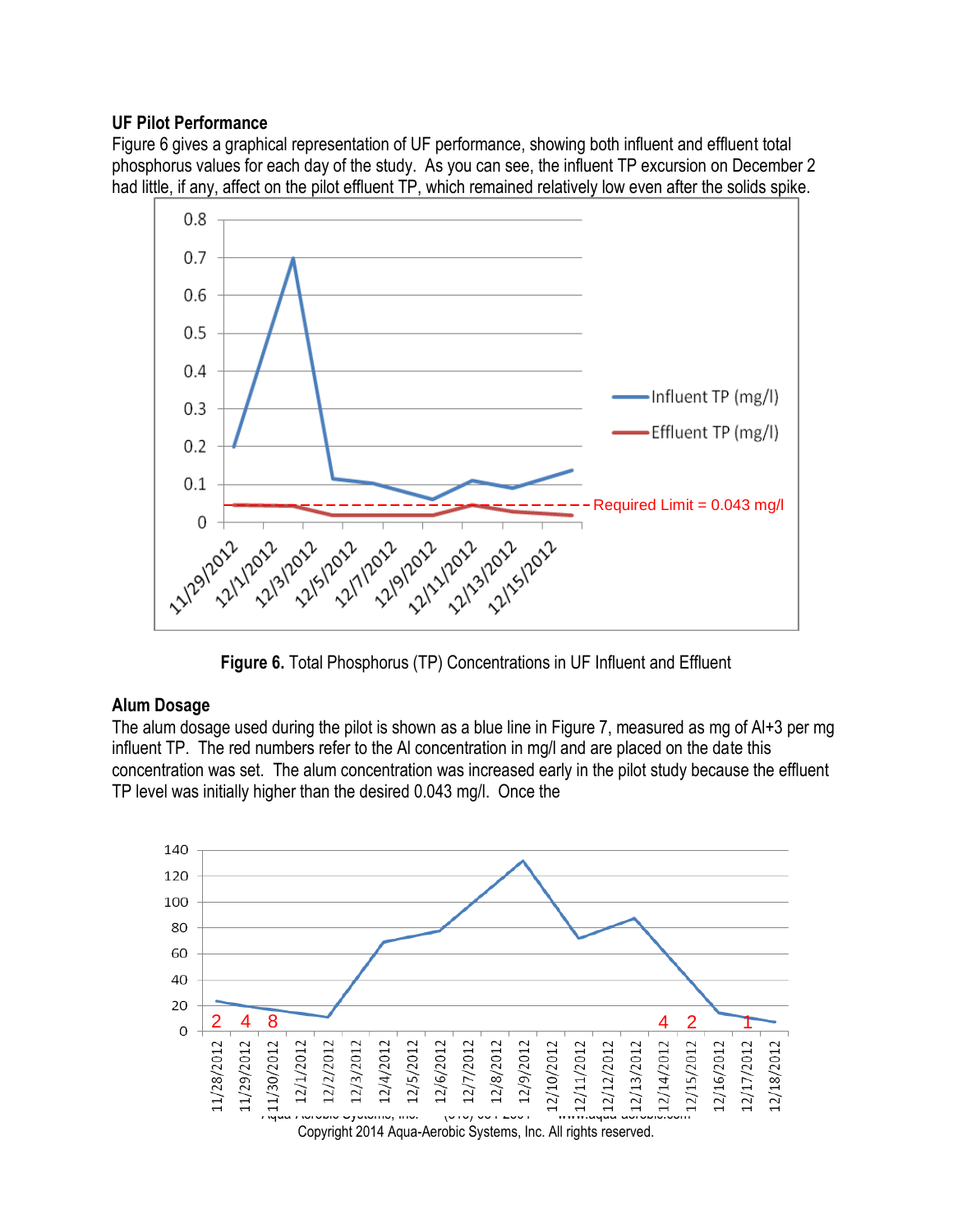**UF Pilot Performance**

Figure 6 gives a graphical representation of UF performance, showing both influent and effluent total phosphorus values for each day of the study. As you can see, the influent TP excursion on December 2 had little, if any, affect on the pilot effluent TP, which remained relatively low even after the solids spike.

**Figure 6.** Total Phosphorus (TP) Concentrations in UF Influent and Effluent

**Alum Dosage**

The alum dosage used during the pilot is shown as a blue line in Figure 7, measured as mg of Al+3 per mg influent TP. The red numbers refer to the Al concentration in mg/l and are placed on the date this concentration was set. The alum concentration was increased early in the pilot study because the effluent TP level was initially higher than the desired 0.043 mg/l. Once the

Copyright 2014 Aqua-Aerobic Systems, Inc. All rights reserved.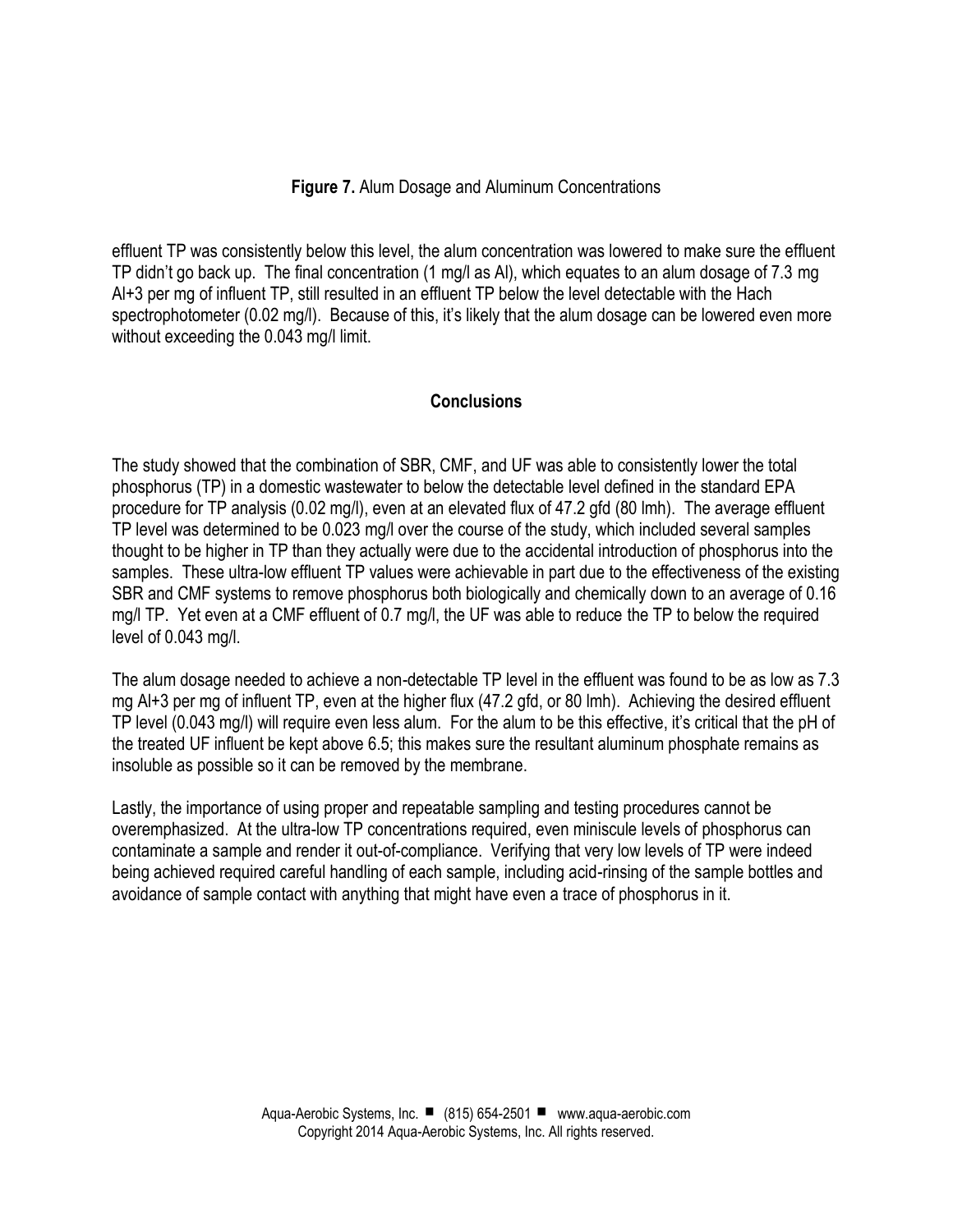**Figure 7.** Alum Dosage and Aluminum Concentrations

effluent TP was consistently below this level, the alum concentration was lowered to make sure the effluent TP didn't go back up. The final concentration (1 mg/l as Al), which equates to an alum dosage of 7.3 mg $Al^{+3}$ per mg of influent TP, still resulted in an effluent TP below the level detectable with the Hach spectrophotometer (0.02 mg/l). Because of this, it's likely that the alum dosage can be lowered even more without exceeding the 0.043 mg/l limit.

## Conclusions

The study showed that the combination of SBR, CMF, and UF was able to consistently lower the total phosphorus (TP) in a domestic wastewater to below the detectable level defined in the standard EPA procedure for TP analysis (0.02 mg/l), even at an elevated flux of 47.2 gfd (80 lmh). The average effluent TP level was determined to be 0.023 mg/l over the course of the study, which included several samples thought to be higher in TP than they actually were due to the accidental introduction of phosphorus into the samples. These ultra-low effluent TP values were achievable in part due to the effectiveness of the existing SBR and CMF systems to remove phosphorus both biologically and chemically down to an average of 0.16 mg/l TP. Yet even at a CMF effluent of 0.7 mg/l, the UF was able to reduce the TP to below the required level of 0.043 mg/l.

The alum dosage needed to achieve a non-detectable TP level in the effluent was found to be as low as 7.3 mg $Al^{+3}$ per mg of influent TP, even at the higher flux (47.2 gfd, or 80 lmh). Achieving the desired effluent TP level (0.043 mg/l) will require even less alum. For the alum to be this effective, it's critical that the pH of the treated UF influent be kept above 6.5; this makes sure the resultant aluminum phosphate remains as insoluble as possible so it can be removed by the membrane.

Lastly, the importance of using proper and repeatable sampling and testing procedures cannot be overemphasized. At the ultra-low TP concentrations required, even miniscule levels of phosphorus can contaminate a sample and render it out-of-compliance. Verifying that very low levels of TP were indeed being achieved required careful handling of each sample, including acid-rinsing of the sample bottles and avoidance of sample contact with anything that might have even a trace of phosphorus in it.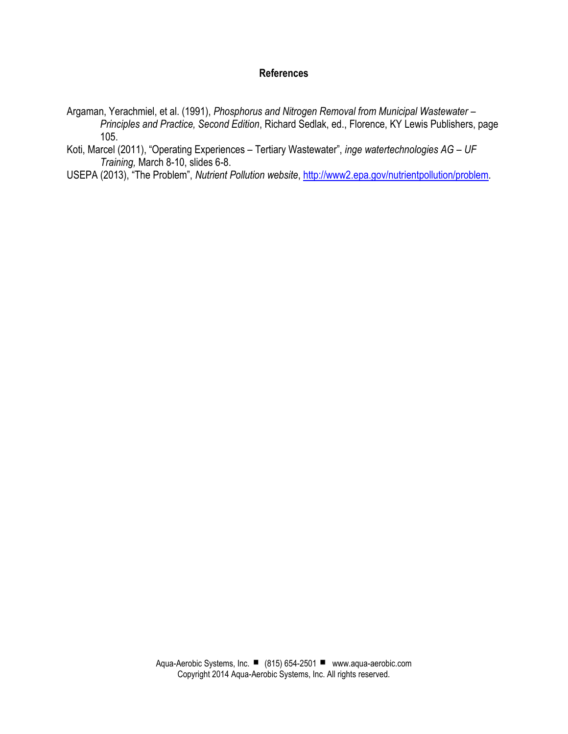## References

Argaman, Yerachmiel, et al. (1991), *Phosphorus and Nitrogen Removal from Municipal Wastewater – Principles and Practice, Second Edition*, Richard Sedlak, ed., Florence, KY Lewis Publishers, page 105.

Koti, Marcel (2011), "Operating Experiences – Tertiary Wastewater", *inge watertechnologies AG – UF Training,* March 8-10, slides 6-8.

USEPA (2013), "The Problem", *Nutrient Pollution website*, http://www2.epa.gov/nutrientpollution/problem.

Aqua-Aerobic Systems, Inc. ■ (815) 654-2501 ■ www.aqua-aerobic.com
Copyright 2014 Aqua-Aerobic Systems, Inc. All rights reserved.